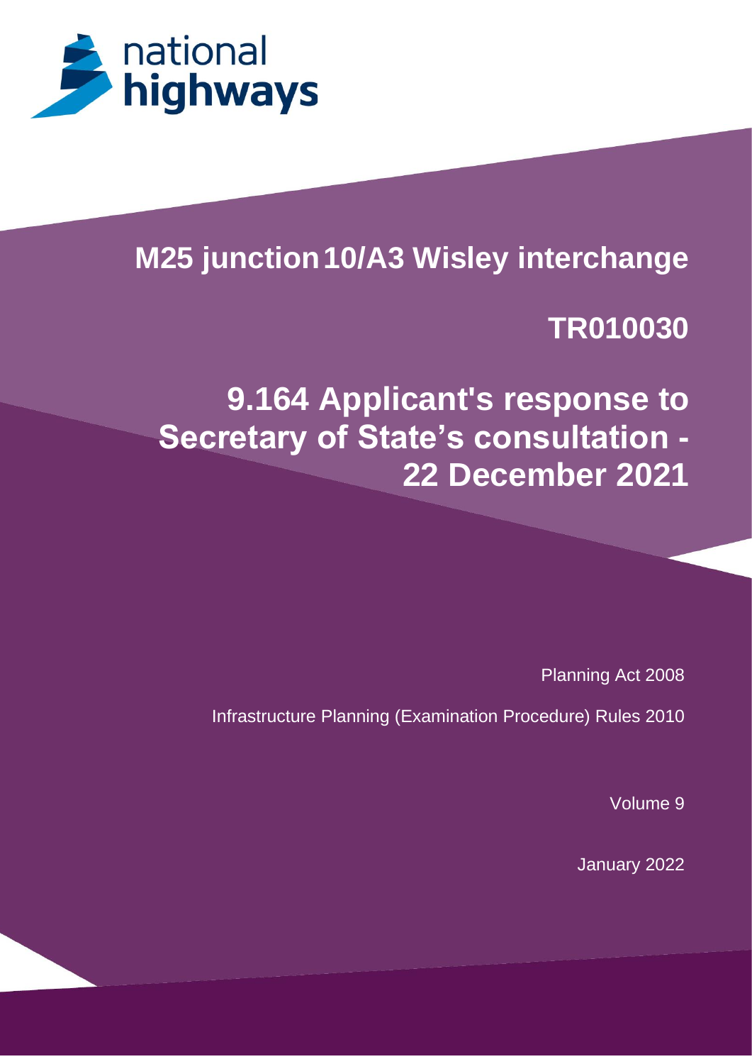national highways

# M25 junction 10/A3 Wisley interchange

# TR010030

# 9.164 Applicant's response to Secretary of State's consultation - 22 December 2021

Planning Act 2008

Infrastructure Planning (Examination Procedure) Rules 2010

Volume 9

January 2022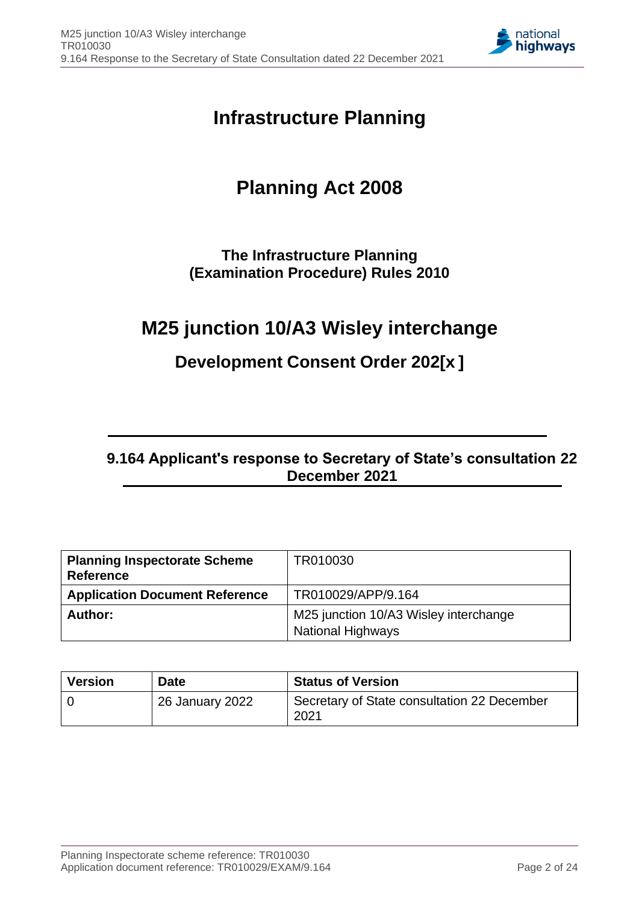# Infrastructure Planning

# Planning Act 2008

### The Infrastructure Planning (Examination Procedure) Rules 2010

## M25 junction 10/A3 Wisley interchange

### Development Consent Order 202[x ]

---

### 9.164 Applicant's response to Secretary of State's consultation 22 December 2021

---

| Planning Inspectorate Scheme Reference | TR010030 |
| --- | --- |
| **Application Document Reference** | TR010029/APP/9.164 |
| **Author:** | M25 junction 10/A3 Wisley interchange National Highways |

| Version | Date | Status of Version |
| --- | --- | --- |
| 0 | 26 January 2022 | Secretary of State consultation 22 December 2021 |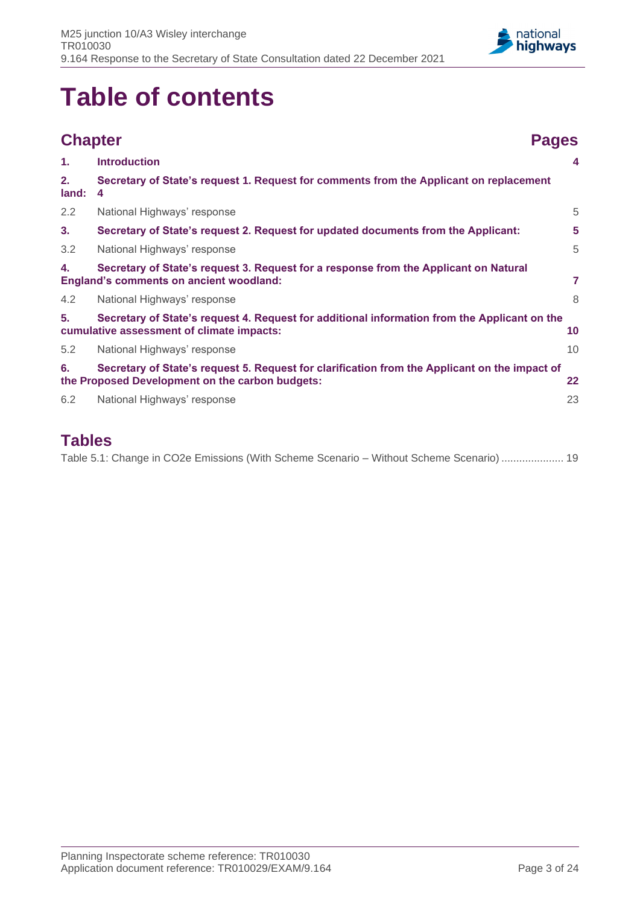# Table of contents

| Chapter | | Pages |
|---|---|---|
| **1.** | **Introduction** | **4** |
| **2. land:** | **Secretary of State's request 1. Request for comments from the Applicant on replacement 4** | |
| 2.2 | National Highways' response | 5 |
| **3.** | **Secretary of State's request 2. Request for updated documents from the Applicant:** | **5** |
| 3.2 | National Highways' response | 5 |
| **4.** | **Secretary of State's request 3. Request for a response from the Applicant on Natural England's comments on ancient woodland:** | **7** |
| 4.2 | National Highways' response | 8 |
| **5.** | **Secretary of State's request 4. Request for additional information from the Applicant on the cumulative assessment of climate impacts:** | **10** |
| 5.2 | National Highways' response | 10 |
| **6.** | **Secretary of State's request 5. Request for clarification from the Applicant on the impact of the Proposed Development on the carbon budgets:** | **22** |
| 6.2 | National Highways' response | 23 |

## Tables

Table 5.1: Change in CO2e Emissions (With Scheme Scenario – Without Scheme Scenario) .................... 19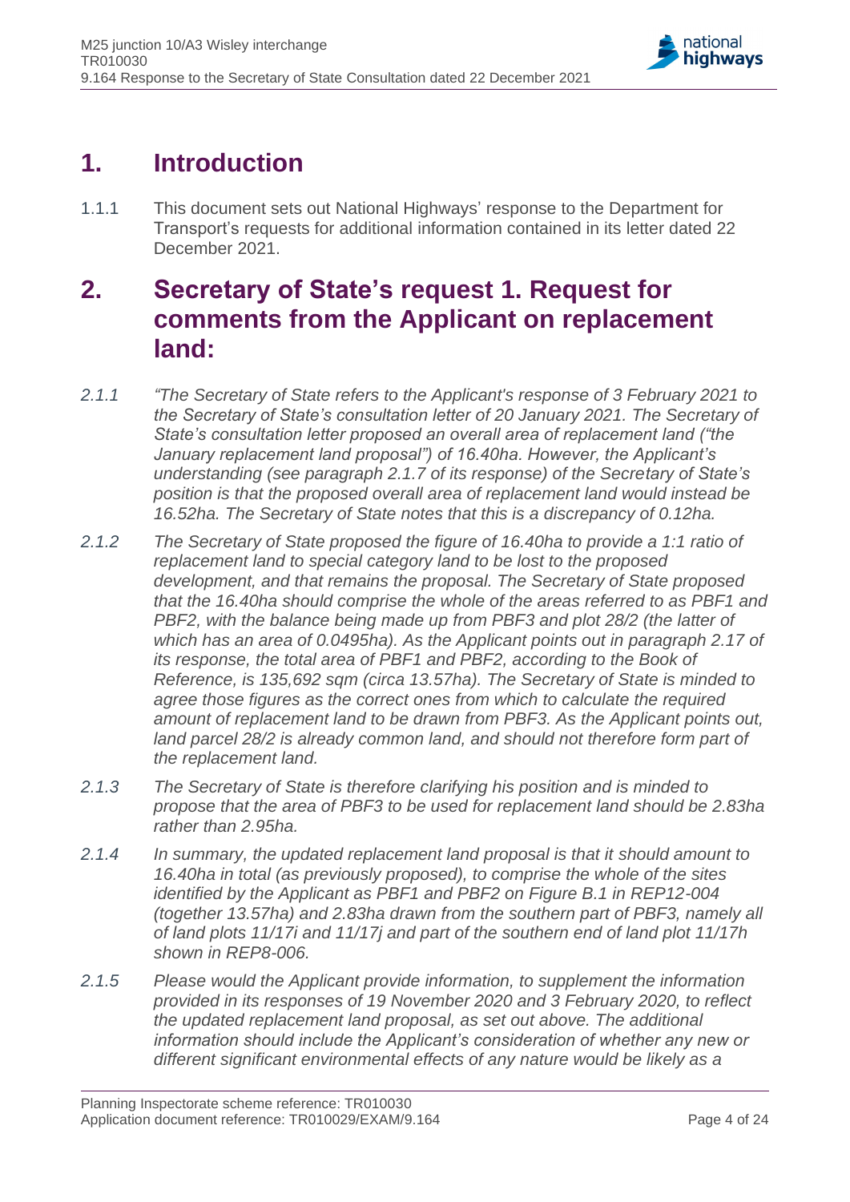# 1. Introduction

1.1.1 This document sets out National Highways' response to the Department for Transport's requests for additional information contained in its letter dated 22 December 2021.

# 2. Secretary of State's request 1. Request for comments from the Applicant on replacement land:

*2.1.1 "The Secretary of State refers to the Applicant's response of 3 February 2021 to the Secretary of State's consultation letter of 20 January 2021. The Secretary of State's consultation letter proposed an overall area of replacement land ("the January replacement land proposal") of 16.40ha. However, the Applicant's understanding (see paragraph 2.1.7 of its response) of the Secretary of State's position is that the proposed overall area of replacement land would instead be 16.52ha. The Secretary of State notes that this is a discrepancy of 0.12ha.*

*2.1.2 The Secretary of State proposed the figure of 16.40ha to provide a 1:1 ratio of replacement land to special category land to be lost to the proposed development, and that remains the proposal. The Secretary of State proposed that the 16.40ha should comprise the whole of the areas referred to as PBF1 and PBF2, with the balance being made up from PBF3 and plot 28/2 (the latter of which has an area of 0.0495ha). As the Applicant points out in paragraph 2.17 of its response, the total area of PBF1 and PBF2, according to the Book of Reference, is 135,692 sqm (circa 13.57ha). The Secretary of State is minded to agree those figures as the correct ones from which to calculate the required amount of replacement land to be drawn from PBF3. As the Applicant points out, land parcel 28/2 is already common land, and should not therefore form part of the replacement land.*

*2.1.3 The Secretary of State is therefore clarifying his position and is minded to propose that the area of PBF3 to be used for replacement land should be 2.83ha rather than 2.95ha.*

*2.1.4 In summary, the updated replacement land proposal is that it should amount to 16.40ha in total (as previously proposed), to comprise the whole of the sites identified by the Applicant as PBF1 and PBF2 on Figure B.1 in REP12-004 (together 13.57ha) and 2.83ha drawn from the southern part of PBF3, namely all of land plots 11/17i and 11/17j and part of the southern end of land plot 11/17h shown in REP8-006.*

*2.1.5 Please would the Applicant provide information, to supplement the information provided in its responses of 19 November 2020 and 3 February 2020, to reflect the updated replacement land proposal, as set out above. The additional information should include the Applicant's consideration of whether any new or different significant environmental effects of any nature would be likely as a*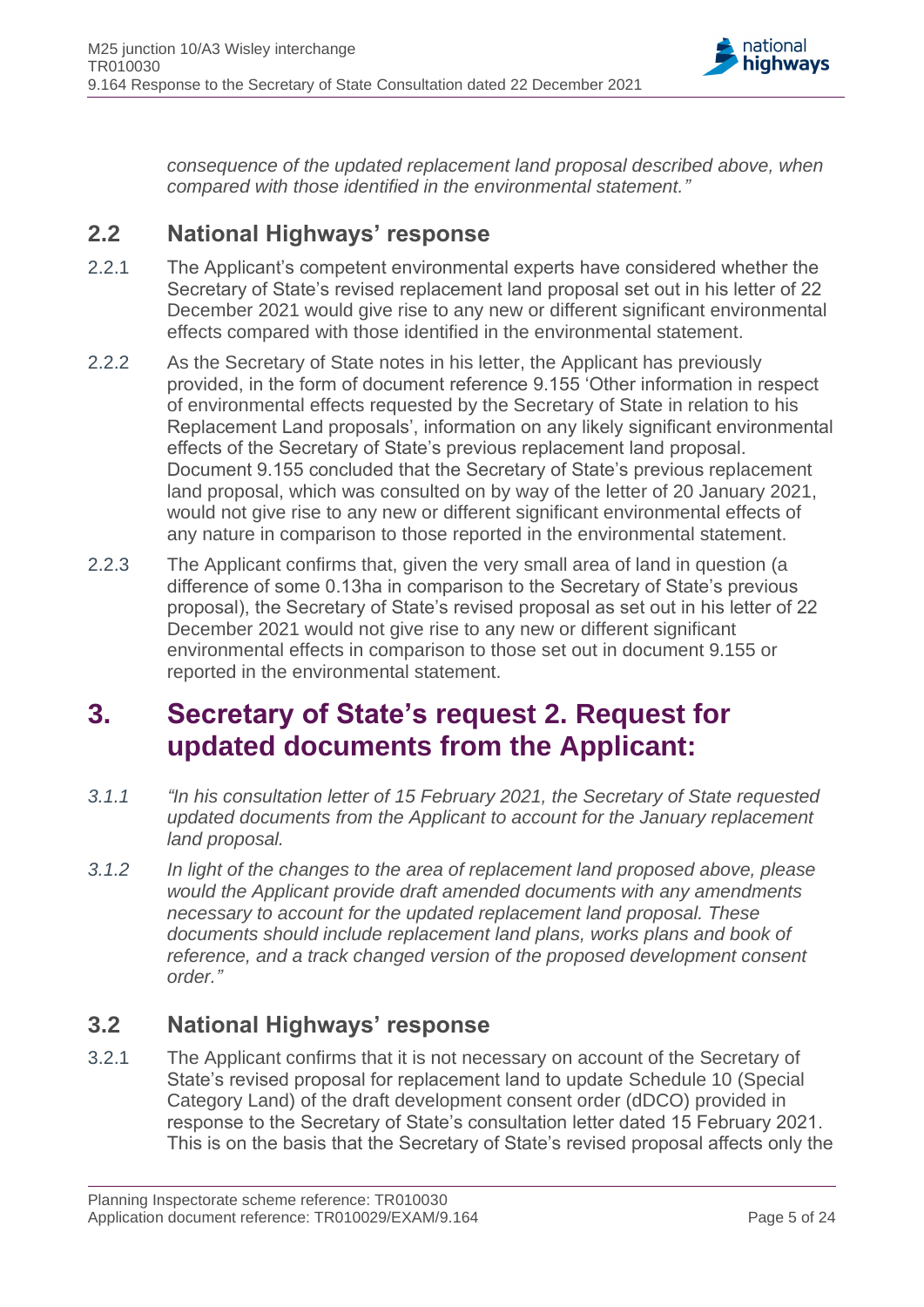*consequence of the updated replacement land proposal described above, when compared with those identified in the environmental statement."*

## 2.2 National Highways' response

2.2.1 The Applicant's competent environmental experts have considered whether the Secretary of State's revised replacement land proposal set out in his letter of 22 December 2021 would give rise to any new or different significant environmental effects compared with those identified in the environmental statement.

2.2.2 As the Secretary of State notes in his letter, the Applicant has previously provided, in the form of document reference 9.155 'Other information in respect of environmental effects requested by the Secretary of State in relation to his Replacement Land proposals', information on any likely significant environmental effects of the Secretary of State's previous replacement land proposal. Document 9.155 concluded that the Secretary of State's previous replacement land proposal, which was consulted on by way of the letter of 20 January 2021, would not give rise to any new or different significant environmental effects of any nature in comparison to those reported in the environmental statement.

2.2.3 The Applicant confirms that, given the very small area of land in question (a difference of some 0.13ha in comparison to the Secretary of State's previous proposal), the Secretary of State's revised proposal as set out in his letter of 22 December 2021 would not give rise to any new or different significant environmental effects in comparison to those set out in document 9.155 or reported in the environmental statement.

# 3. Secretary of State's request 2. Request for updated documents from the Applicant:

*3.1.1 "In his consultation letter of 15 February 2021, the Secretary of State requested updated documents from the Applicant to account for the January replacement land proposal.*

*3.1.2 In light of the changes to the area of replacement land proposed above, please would the Applicant provide draft amended documents with any amendments necessary to account for the updated replacement land proposal. These documents should include replacement land plans, works plans and book of reference, and a track changed version of the proposed development consent order."*

## 3.2 National Highways' response

3.2.1 The Applicant confirms that it is not necessary on account of the Secretary of State's revised proposal for replacement land to update Schedule 10 (Special Category Land) of the draft development consent order (dDCO) provided in response to the Secretary of State's consultation letter dated 15 February 2021. This is on the basis that the Secretary of State's revised proposal affects only the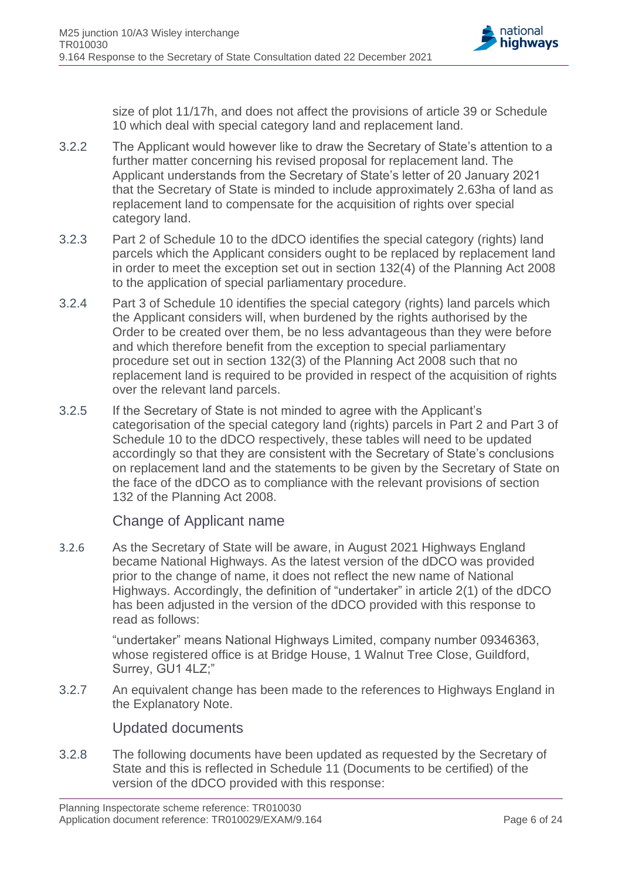size of plot 11/17h, and does not affect the provisions of article 39 or Schedule 10 which deal with special category land and replacement land.

3.2.2 The Applicant would however like to draw the Secretary of State's attention to a further matter concerning his revised proposal for replacement land. The Applicant understands from the Secretary of State's letter of 20 January 2021 that the Secretary of State is minded to include approximately 2.63ha of land as replacement land to compensate for the acquisition of rights over special category land.

3.2.3 Part 2 of Schedule 10 to the dDCO identifies the special category (rights) land parcels which the Applicant considers ought to be replaced by replacement land in order to meet the exception set out in section 132(4) of the Planning Act 2008 to the application of special parliamentary procedure.

3.2.4 Part 3 of Schedule 10 identifies the special category (rights) land parcels which the Applicant considers will, when burdened by the rights authorised by the Order to be created over them, be no less advantageous than they were before and which therefore benefit from the exception to special parliamentary procedure set out in section 132(3) of the Planning Act 2008 such that no replacement land is required to be provided in respect of the acquisition of rights over the relevant land parcels.

3.2.5 If the Secretary of State is not minded to agree with the Applicant's categorisation of the special category land (rights) parcels in Part 2 and Part 3 of Schedule 10 to the dDCO respectively, these tables will need to be updated accordingly so that they are consistent with the Secretary of State's conclusions on replacement land and the statements to be given by the Secretary of State on the face of the dDCO as to compliance with the relevant provisions of section 132 of the Planning Act 2008.

### Change of Applicant name

3.2.6 As the Secretary of State will be aware, in August 2021 Highways England became National Highways. As the latest version of the dDCO was provided prior to the change of name, it does not reflect the new name of National Highways. Accordingly, the definition of "undertaker" in article 2(1) of the dDCO has been adjusted in the version of the dDCO provided with this response to read as follows:

> "undertaker" means National Highways Limited, company number 09346363, whose registered office is at Bridge House, 1 Walnut Tree Close, Guildford, Surrey, GU1 4LZ;"

3.2.7 An equivalent change has been made to the references to Highways England in the Explanatory Note.

### Updated documents

3.2.8 The following documents have been updated as requested by the Secretary of State and this is reflected in Schedule 11 (Documents to be certified) of the version of the dDCO provided with this response: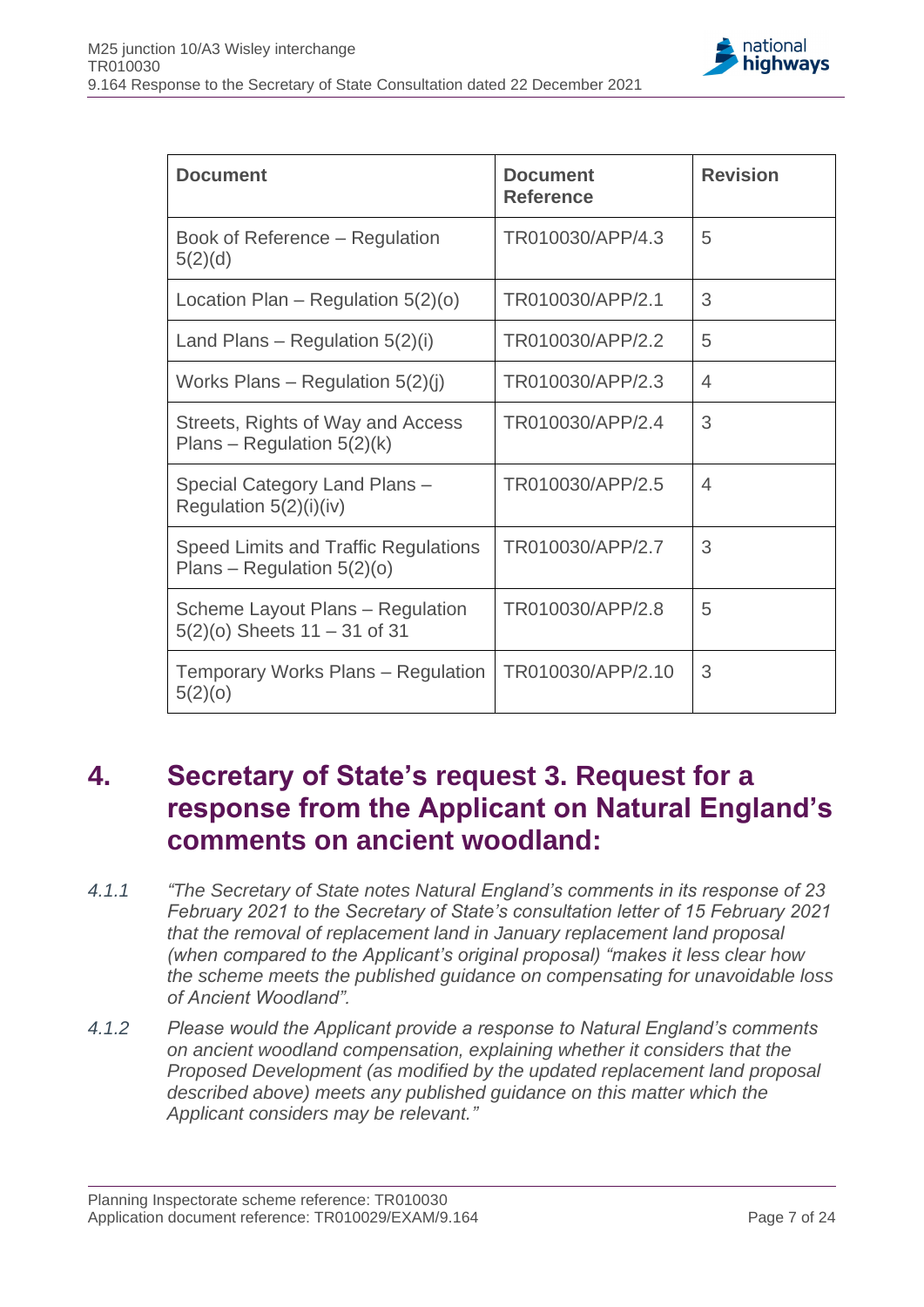| Document | Document Reference | Revision |
|---|---|---|
| Book of Reference – Regulation 5(2)(d) | TR010030/APP/4.3 | 5 |
| Location Plan – Regulation 5(2)(o) | TR010030/APP/2.1 | 3 |
| Land Plans – Regulation 5(2)(i) | TR010030/APP/2.2 | 5 |
| Works Plans – Regulation 5(2)(j) | TR010030/APP/2.3 | 4 |
| Streets, Rights of Way and Access Plans – Regulation 5(2)(k) | TR010030/APP/2.4 | 3 |
| Special Category Land Plans – Regulation 5(2)(i)(iv) | TR010030/APP/2.5 | 4 |
| Speed Limits and Traffic Regulations Plans – Regulation 5(2)(o) | TR010030/APP/2.7 | 3 |
| Scheme Layout Plans – Regulation 5(2)(o) Sheets 11 – 31 of 31 | TR010030/APP/2.8 | 5 |
| Temporary Works Plans – Regulation 5(2)(o) | TR010030/APP/2.10 | 3 |

# 4. Secretary of State's request 3. Request for a response from the Applicant on Natural England's comments on ancient woodland:

*4.1.1* *"The Secretary of State notes Natural England's comments in its response of 23 February 2021 to the Secretary of State's consultation letter of 15 February 2021 that the removal of replacement land in January replacement land proposal (when compared to the Applicant's original proposal) "makes it less clear how the scheme meets the published guidance on compensating for unavoidable loss of Ancient Woodland".*

*4.1.2* *Please would the Applicant provide a response to Natural England's comments on ancient woodland compensation, explaining whether it considers that the Proposed Development (as modified by the updated replacement land proposal described above) meets any published guidance on this matter which the Applicant considers may be relevant."*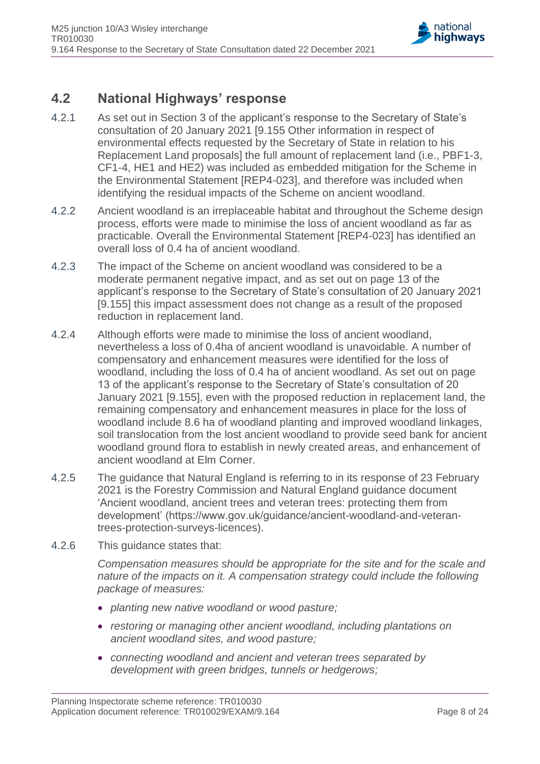## 4.2 National Highways' response

4.2.1 As set out in Section 3 of the applicant's response to the Secretary of State's consultation of 20 January 2021 [9.155 Other information in respect of environmental effects requested by the Secretary of State in relation to his Replacement Land proposals] the full amount of replacement land (i.e., PBF1-3, CF1-4, HE1 and HE2) was included as embedded mitigation for the Scheme in the Environmental Statement [REP4-023], and therefore was included when identifying the residual impacts of the Scheme on ancient woodland.

4.2.2 Ancient woodland is an irreplaceable habitat and throughout the Scheme design process, efforts were made to minimise the loss of ancient woodland as far as practicable. Overall the Environmental Statement [REP4-023] has identified an overall loss of 0.4 ha of ancient woodland.

4.2.3 The impact of the Scheme on ancient woodland was considered to be a moderate permanent negative impact, and as set out on page 13 of the applicant's response to the Secretary of State's consultation of 20 January 2021 [9.155] this impact assessment does not change as a result of the proposed reduction in replacement land.

4.2.4 Although efforts were made to minimise the loss of ancient woodland, nevertheless a loss of 0.4ha of ancient woodland is unavoidable. A number of compensatory and enhancement measures were identified for the loss of woodland, including the loss of 0.4 ha of ancient woodland. As set out on page 13 of the applicant's response to the Secretary of State's consultation of 20 January 2021 [9.155], even with the proposed reduction in replacement land, the remaining compensatory and enhancement measures in place for the loss of woodland include 8.6 ha of woodland planting and improved woodland linkages, soil translocation from the lost ancient woodland to provide seed bank for ancient woodland ground flora to establish in newly created areas, and enhancement of ancient woodland at Elm Corner.

4.2.5 The guidance that Natural England is referring to in its response of 23 February 2021 is the Forestry Commission and Natural England guidance document 'Ancient woodland, ancient trees and veteran trees: protecting them from development' (https://www.gov.uk/guidance/ancient-woodland-and-veteran-trees-protection-surveys-licences).

4.2.6 This guidance states that:

*Compensation measures should be appropriate for the site and for the scale and nature of the impacts on it. A compensation strategy could include the following package of measures:*

- *planting new native woodland or wood pasture;*
- *restoring or managing other ancient woodland, including plantations on ancient woodland sites, and wood pasture;*
- *connecting woodland and ancient and veteran trees separated by development with green bridges, tunnels or hedgerows;*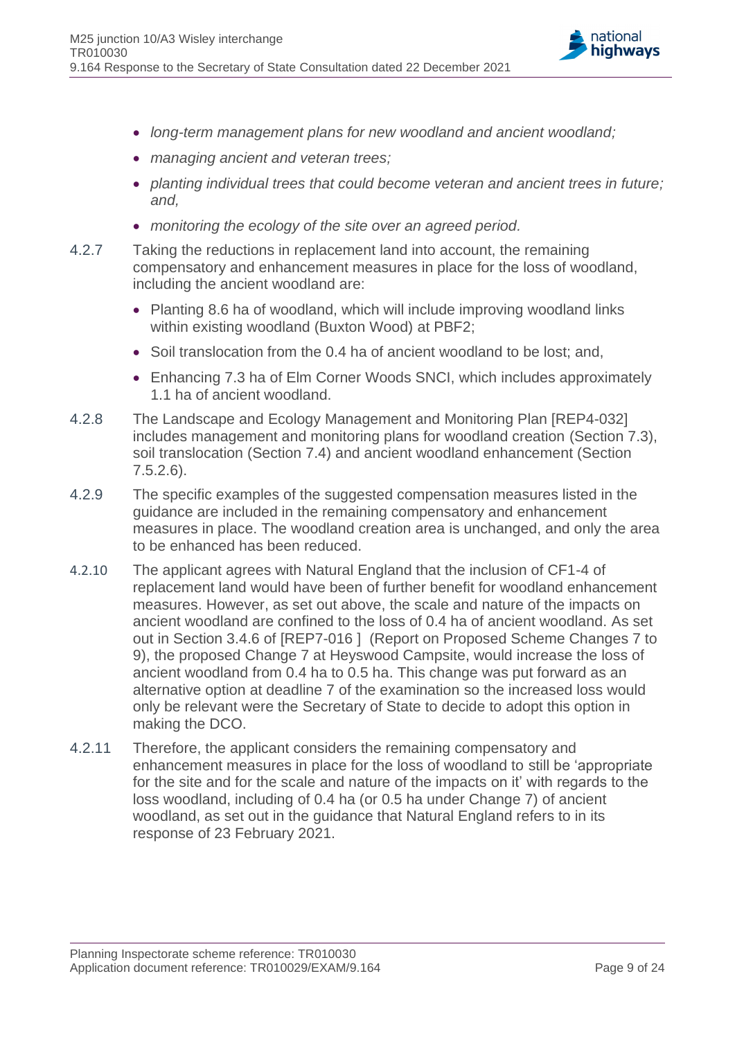- *long-term management plans for new woodland and ancient woodland;*
- *managing ancient and veteran trees;*
- *planting individual trees that could become veteran and ancient trees in future; and,*
- *monitoring the ecology of the site over an agreed period.*

4.2.7 Taking the reductions in replacement land into account, the remaining compensatory and enhancement measures in place for the loss of woodland, including the ancient woodland are:

- Planting 8.6 ha of woodland, which will include improving woodland links within existing woodland (Buxton Wood) at PBF2;
- Soil translocation from the 0.4 ha of ancient woodland to be lost; and,
- Enhancing 7.3 ha of Elm Corner Woods SNCI, which includes approximately 1.1 ha of ancient woodland.

4.2.8 The Landscape and Ecology Management and Monitoring Plan [REP4-032] includes management and monitoring plans for woodland creation (Section 7.3), soil translocation (Section 7.4) and ancient woodland enhancement (Section 7.5.2.6).

4.2.9 The specific examples of the suggested compensation measures listed in the guidance are included in the remaining compensatory and enhancement measures in place. The woodland creation area is unchanged, and only the area to be enhanced has been reduced.

4.2.10 The applicant agrees with Natural England that the inclusion of CF1-4 of replacement land would have been of further benefit for woodland enhancement measures. However, as set out above, the scale and nature of the impacts on ancient woodland are confined to the loss of 0.4 ha of ancient woodland. As set out in Section 3.4.6 of [REP7-016 ] (Report on Proposed Scheme Changes 7 to 9), the proposed Change 7 at Heyswood Campsite, would increase the loss of ancient woodland from 0.4 ha to 0.5 ha. This change was put forward as an alternative option at deadline 7 of the examination so the increased loss would only be relevant were the Secretary of State to decide to adopt this option in making the DCO.

4.2.11 Therefore, the applicant considers the remaining compensatory and enhancement measures in place for the loss of woodland to still be 'appropriate for the site and for the scale and nature of the impacts on it' with regards to the loss woodland, including of 0.4 ha (or 0.5 ha under Change 7) of ancient woodland, as set out in the guidance that Natural England refers to in its response of 23 February 2021.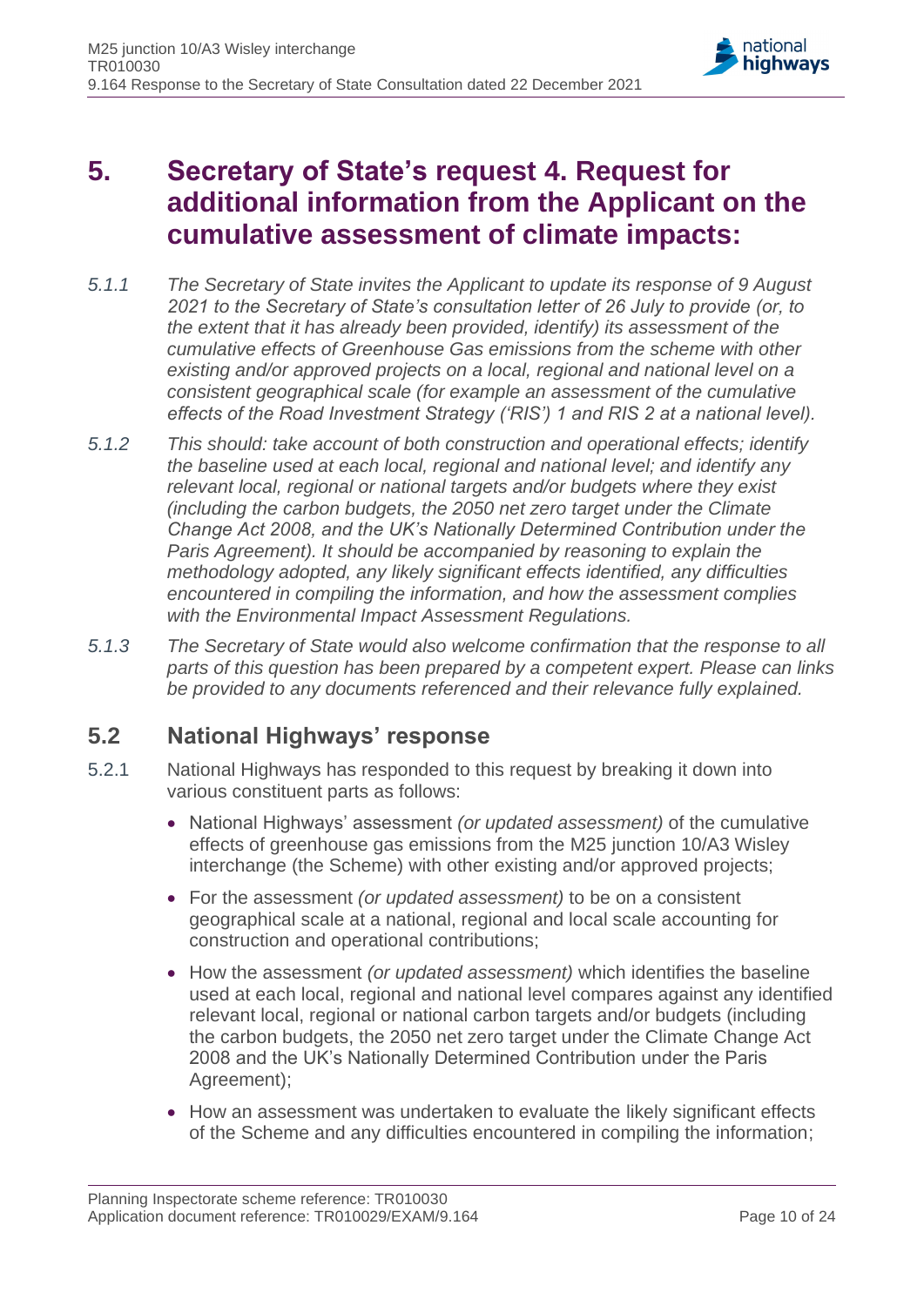# 5. Secretary of State's request 4. Request for additional information from the Applicant on the cumulative assessment of climate impacts:

*5.1.1* *The Secretary of State invites the Applicant to update its response of 9 August 2021 to the Secretary of State's consultation letter of 26 July to provide (or, to the extent that it has already been provided, identify) its assessment of the cumulative effects of Greenhouse Gas emissions from the scheme with other existing and/or approved projects on a local, regional and national level on a consistent geographical scale (for example an assessment of the cumulative effects of the Road Investment Strategy ('RIS') 1 and RIS 2 at a national level).*

*5.1.2* *This should: take account of both construction and operational effects; identify the baseline used at each local, regional and national level; and identify any relevant local, regional or national targets and/or budgets where they exist (including the carbon budgets, the 2050 net zero target under the Climate Change Act 2008, and the UK's Nationally Determined Contribution under the Paris Agreement). It should be accompanied by reasoning to explain the methodology adopted, any likely significant effects identified, any difficulties encountered in compiling the information, and how the assessment complies with the Environmental Impact Assessment Regulations.*

*5.1.3* *The Secretary of State would also welcome confirmation that the response to all parts of this question has been prepared by a competent expert. Please can links be provided to any documents referenced and their relevance fully explained.*

## 5.2 National Highways' response

5.2.1 National Highways has responded to this request by breaking it down into various constituent parts as follows:

- National Highways' assessment *(or updated assessment)* of the cumulative effects of greenhouse gas emissions from the M25 junction 10/A3 Wisley interchange (the Scheme) with other existing and/or approved projects;
- For the assessment *(or updated assessment)* to be on a consistent geographical scale at a national, regional and local scale accounting for construction and operational contributions;
- How the assessment *(or updated assessment)* which identifies the baseline used at each local, regional and national level compares against any identified relevant local, regional or national carbon targets and/or budgets (including the carbon budgets, the 2050 net zero target under the Climate Change Act 2008 and the UK's Nationally Determined Contribution under the Paris Agreement);
- How an assessment was undertaken to evaluate the likely significant effects of the Scheme and any difficulties encountered in compiling the information;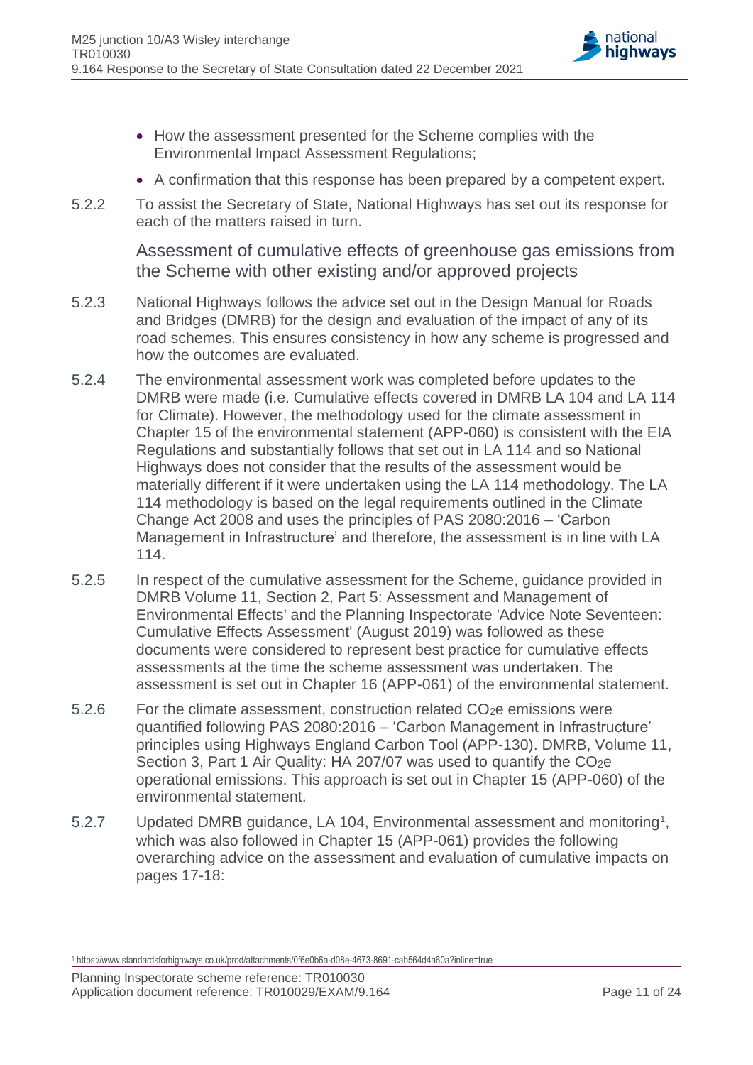- How the assessment presented for the Scheme complies with the Environmental Impact Assessment Regulations;
- A confirmation that this response has been prepared by a competent expert.

5.2.2 To assist the Secretary of State, National Highways has set out its response for each of the matters raised in turn.

### Assessment of cumulative effects of greenhouse gas emissions from the Scheme with other existing and/or approved projects

5.2.3 National Highways follows the advice set out in the Design Manual for Roads and Bridges (DMRB) for the design and evaluation of the impact of any of its road schemes. This ensures consistency in how any scheme is progressed and how the outcomes are evaluated.

5.2.4 The environmental assessment work was completed before updates to the DMRB were made (i.e. Cumulative effects covered in DMRB LA 104 and LA 114 for Climate). However, the methodology used for the climate assessment in Chapter 15 of the environmental statement (APP-060) is consistent with the EIA Regulations and substantially follows that set out in LA 114 and so National Highways does not consider that the results of the assessment would be materially different if it were undertaken using the LA 114 methodology. The LA 114 methodology is based on the legal requirements outlined in the Climate Change Act 2008 and uses the principles of PAS 2080:2016 – 'Carbon Management in Infrastructure' and therefore, the assessment is in line with LA 114.

5.2.5 In respect of the cumulative assessment for the Scheme, guidance provided in DMRB Volume 11, Section 2, Part 5: Assessment and Management of Environmental Effects' and the Planning Inspectorate 'Advice Note Seventeen: Cumulative Effects Assessment' (August 2019) was followed as these documents were considered to represent best practice for cumulative effects assessments at the time the scheme assessment was undertaken. The assessment is set out in Chapter 16 (APP-061) of the environmental statement.

5.2.6 For the climate assessment, construction related $CO_2e$ emissions were quantified following PAS 2080:2016 – 'Carbon Management in Infrastructure' principles using Highways England Carbon Tool (APP-130). DMRB, Volume 11, Section 3, Part 1 Air Quality: HA 207/07 was used to quantify the $CO_2e$ operational emissions. This approach is set out in Chapter 15 (APP-060) of the environmental statement.

5.2.7 Updated DMRB guidance, LA 104, Environmental assessment and monitoring[1], which was also followed in Chapter 15 (APP-061) provides the following overarching advice on the assessment and evaluation of cumulative impacts on pages 17-18:

[1] https://www.standardsforhighways.co.uk/prod/attachments/0f6e0b6a-d08e-4673-8691-cab564d4a60a?inline=true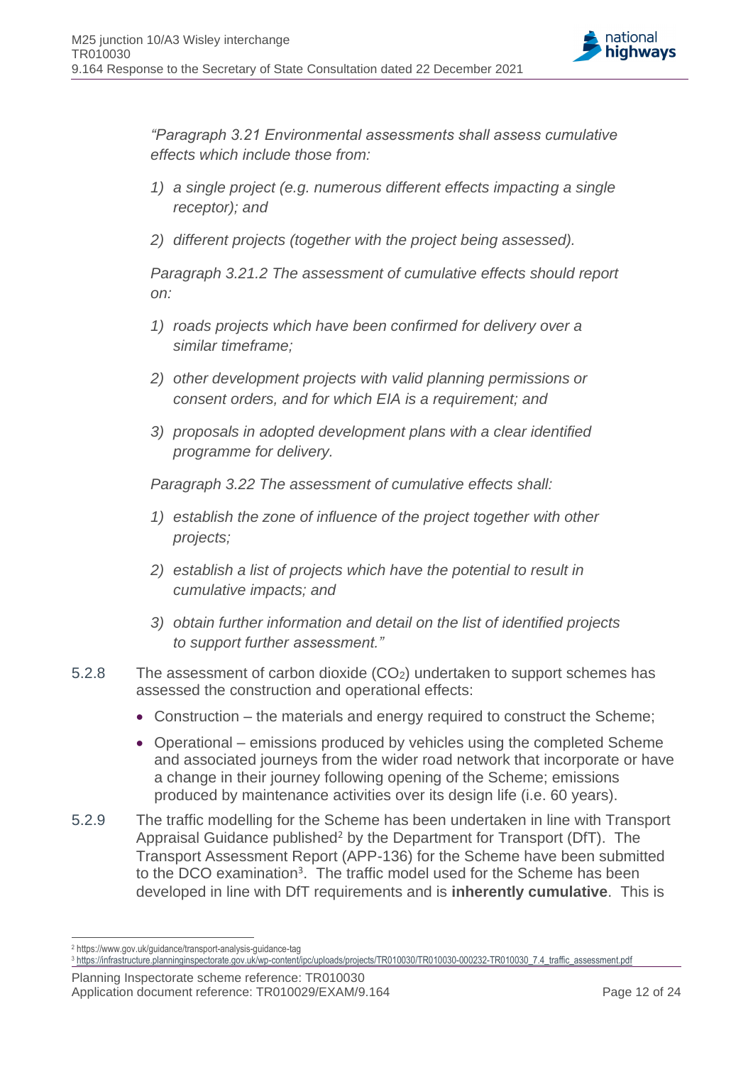*"Paragraph 3.21 Environmental assessments shall assess cumulative effects which include those from:*

1) *a single project (e.g. numerous different effects impacting a single receptor); and*
2) *different projects (together with the project being assessed).*

*Paragraph 3.21.2 The assessment of cumulative effects should report on:*

1) *roads projects which have been confirmed for delivery over a similar timeframe;*
2) *other development projects with valid planning permissions or consent orders, and for which EIA is a requirement; and*
3) *proposals in adopted development plans with a clear identified programme for delivery.*

*Paragraph 3.22 The assessment of cumulative effects shall:*

1) *establish the zone of influence of the project together with other projects;*
2) *establish a list of projects which have the potential to result in cumulative impacts; and*
3) *obtain further information and detail on the list of identified projects to support further assessment."*

5.2.8 The assessment of carbon dioxide ($CO_2$) undertaken to support schemes has assessed the construction and operational effects:

- Construction – the materials and energy required to construct the Scheme;
- Operational – emissions produced by vehicles using the completed Scheme and associated journeys from the wider road network that incorporate or have a change in their journey following opening of the Scheme; emissions produced by maintenance activities over its design life (i.e. 60 years).

5.2.9 The traffic modelling for the Scheme has been undertaken in line with Transport Appraisal Guidance published[2] by the Department for Transport (DfT). The Transport Assessment Report (APP-136) for the Scheme have been submitted to the DCO examination[3]. The traffic model used for the Scheme has been developed in line with DfT requirements and is **inherently cumulative**. This is

[2] https://www.gov.uk/guidance/transport-analysis-guidance-tag
[3] https://infrastructure.planninginspectorate.gov.uk/wp-content/ipc/uploads/projects/TR010030/TR010030-000232-TR010030_7.4_traffic_assessment.pdf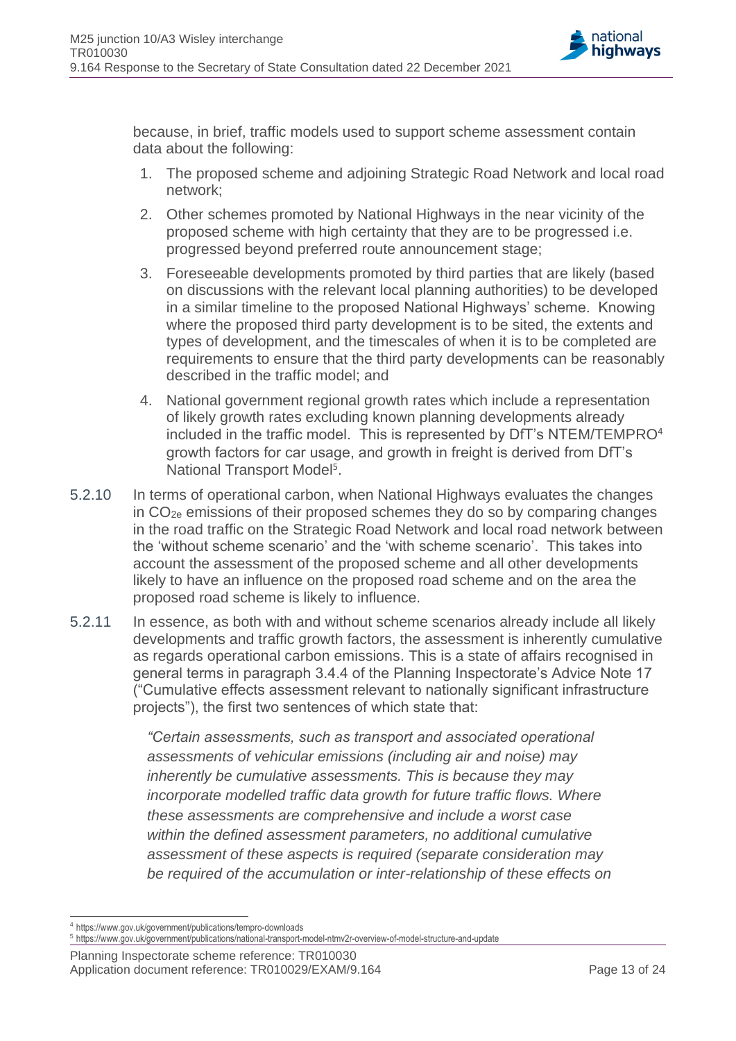because, in brief, traffic models used to support scheme assessment contain data about the following:

1. The proposed scheme and adjoining Strategic Road Network and local road network;
2. Other schemes promoted by National Highways in the near vicinity of the proposed scheme with high certainty that they are to be progressed i.e. progressed beyond preferred route announcement stage;
3. Foreseeable developments promoted by third parties that are likely (based on discussions with the relevant local planning authorities) to be developed in a similar timeline to the proposed National Highways' scheme. Knowing where the proposed third party development is to be sited, the extents and types of development, and the timescales of when it is to be completed are requirements to ensure that the third party developments can be reasonably described in the traffic model; and
4. National government regional growth rates which include a representation of likely growth rates excluding known planning developments already included in the traffic model. This is represented by DfT's NTEM/TEMPRO[4] growth factors for car usage, and growth in freight is derived from DfT's National Transport Model[5].

5.2.10 In terms of operational carbon, when National Highways evaluates the changes in $CO_{2e}$ emissions of their proposed schemes they do so by comparing changes in the road traffic on the Strategic Road Network and local road network between the 'without scheme scenario' and the 'with scheme scenario'. This takes into account the assessment of the proposed scheme and all other developments likely to have an influence on the proposed road scheme and on the area the proposed road scheme is likely to influence.

5.2.11 In essence, as both with and without scheme scenarios already include all likely developments and traffic growth factors, the assessment is inherently cumulative as regards operational carbon emissions. This is a state of affairs recognised in general terms in paragraph 3.4.4 of the Planning Inspectorate's Advice Note 17 ("Cumulative effects assessment relevant to nationally significant infrastructure projects"), the first two sentences of which state that:

> *"Certain assessments, such as transport and associated operational assessments of vehicular emissions (including air and noise) may inherently be cumulative assessments. This is because they may incorporate modelled traffic data growth for future traffic flows. Where these assessments are comprehensive and include a worst case within the defined assessment parameters, no additional cumulative assessment of these aspects is required (separate consideration may be required of the accumulation or inter-relationship of these effects on*

[4] https://www.gov.uk/government/publications/tempro-downloads

[5] https://www.gov.uk/government/publications/national-transport-model-ntmv2r-overview-of-model-structure-and-update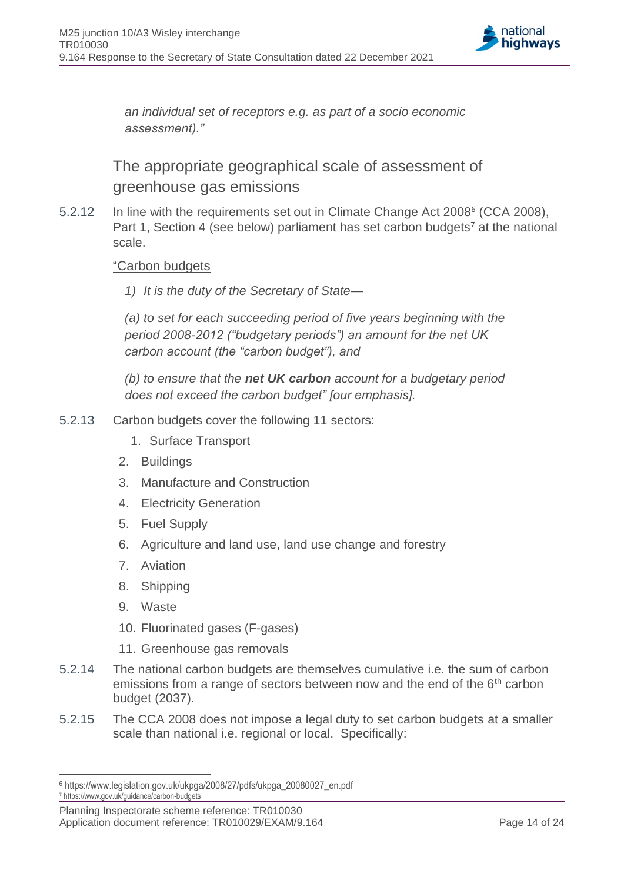*an individual set of receptors e.g. as part of a socio economic assessment)."*

## The appropriate geographical scale of assessment of greenhouse gas emissions

5.2.12 In line with the requirements set out in Climate Change Act 2008[6] (CCA 2008), Part 1, Section 4 (see below) parliament has set carbon budgets[7] at the national scale.

"Carbon budgets

*1) It is the duty of the Secretary of State—*

*(a) to set for each succeeding period of five years beginning with the period 2008-2012 ("budgetary periods") an amount for the net UK carbon account (the "carbon budget"), and*

*(b) to ensure that the **net UK carbon** account for a budgetary period does not exceed the carbon budget" [our emphasis].*

5.2.13 Carbon budgets cover the following 11 sectors:

1. Surface Transport
2. Buildings
3. Manufacture and Construction
4. Electricity Generation
5. Fuel Supply
6. Agriculture and land use, land use change and forestry
7. Aviation
8. Shipping
9. Waste
10. Fluorinated gases (F-gases)
11. Greenhouse gas removals

5.2.14 The national carbon budgets are themselves cumulative i.e. the sum of carbon emissions from a range of sectors between now and the end of the 6th carbon budget (2037).

5.2.15 The CCA 2008 does not impose a legal duty to set carbon budgets at a smaller scale than national i.e. regional or local. Specifically:

[6] https://www.legislation.gov.uk/ukpga/2008/27/pdfs/ukpga_20080027_en.pdf
[7] https://www.gov.uk/guidance/carbon-budgets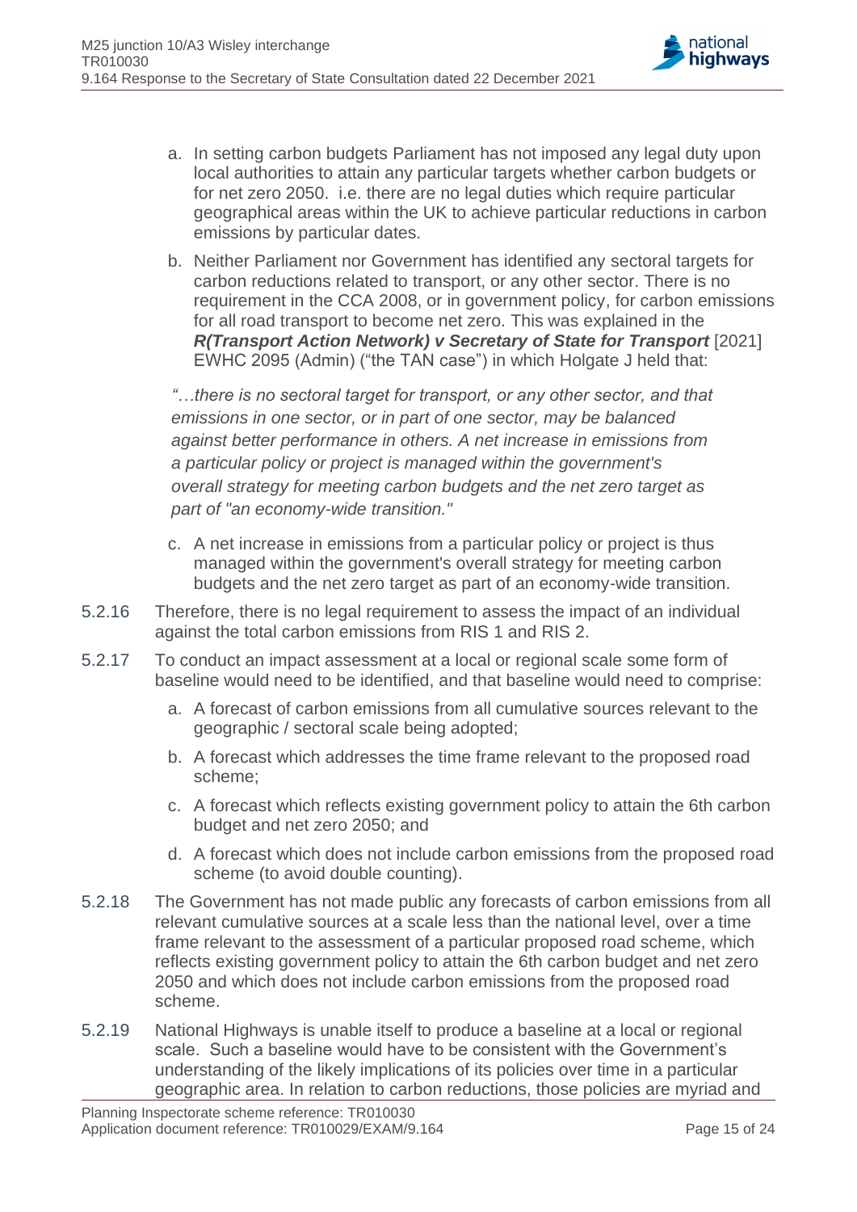a. In setting carbon budgets Parliament has not imposed any legal duty upon local authorities to attain any particular targets whether carbon budgets or for net zero 2050. i.e. there are no legal duties which require particular geographical areas within the UK to achieve particular reductions in carbon emissions by particular dates.

b. Neither Parliament nor Government has identified any sectoral targets for carbon reductions related to transport, or any other sector. There is no requirement in the CCA 2008, or in government policy, for carbon emissions for all road transport to become net zero. This was explained in the ***R(Transport Action Network) v Secretary of State for Transport*** [2021] EWHC 2095 (Admin) ("the TAN case") in which Holgate J held that:

*"…there is no sectoral target for transport, or any other sector, and that emissions in one sector, or in part of one sector, may be balanced against better performance in others. A net increase in emissions from a particular policy or project is managed within the government's overall strategy for meeting carbon budgets and the net zero target as part of "an economy-wide transition."*

c. A net increase in emissions from a particular policy or project is thus managed within the government's overall strategy for meeting carbon budgets and the net zero target as part of an economy-wide transition.

5.2.16 Therefore, there is no legal requirement to assess the impact of an individual against the total carbon emissions from RIS 1 and RIS 2.

5.2.17 To conduct an impact assessment at a local or regional scale some form of baseline would need to be identified, and that baseline would need to comprise:

a. A forecast of carbon emissions from all cumulative sources relevant to the geographic / sectoral scale being adopted;

b. A forecast which addresses the time frame relevant to the proposed road scheme;

c. A forecast which reflects existing government policy to attain the 6th carbon budget and net zero 2050; and

d. A forecast which does not include carbon emissions from the proposed road scheme (to avoid double counting).

5.2.18 The Government has not made public any forecasts of carbon emissions from all relevant cumulative sources at a scale less than the national level, over a time frame relevant to the assessment of a particular proposed road scheme, which reflects existing government policy to attain the 6th carbon budget and net zero 2050 and which does not include carbon emissions from the proposed road scheme.

5.2.19 National Highways is unable itself to produce a baseline at a local or regional scale. Such a baseline would have to be consistent with the Government's understanding of the likely implications of its policies over time in a particular geographic area. In relation to carbon reductions, those policies are myriad and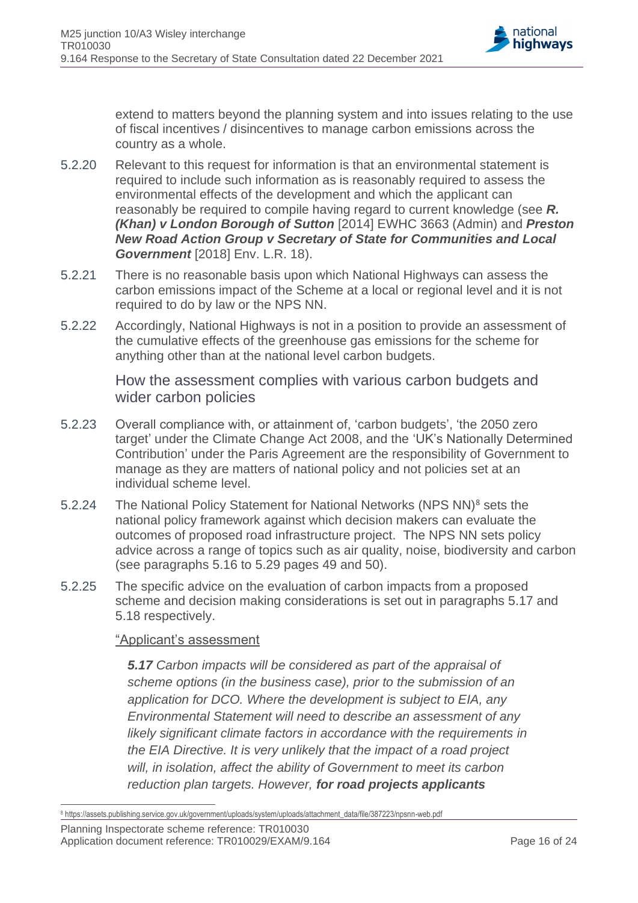extend to matters beyond the planning system and into issues relating to the use of fiscal incentives / disincentives to manage carbon emissions across the country as a whole.

5.2.20 Relevant to this request for information is that an environmental statement is required to include such information as is reasonably required to assess the environmental effects of the development and which the applicant can reasonably be required to compile having regard to current knowledge (see ***R. (Khan) v London Borough of Sutton*** [2014] EWHC 3663 (Admin) and ***Preston New Road Action Group v Secretary of State for Communities and Local Government*** [2018] Env. L.R. 18).

5.2.21 There is no reasonable basis upon which National Highways can assess the carbon emissions impact of the Scheme at a local or regional level and it is not required to do by law or the NPS NN.

5.2.22 Accordingly, National Highways is not in a position to provide an assessment of the cumulative effects of the greenhouse gas emissions for the scheme for anything other than at the national level carbon budgets.

### How the assessment complies with various carbon budgets and wider carbon policies

5.2.23 Overall compliance with, or attainment of, 'carbon budgets', 'the 2050 zero target' under the Climate Change Act 2008, and the 'UK's Nationally Determined Contribution' under the Paris Agreement are the responsibility of Government to manage as they are matters of national policy and not policies set at an individual scheme level.

5.2.24 The National Policy Statement for National Networks (NPS NN)[8] sets the national policy framework against which decision makers can evaluate the outcomes of proposed road infrastructure project. The NPS NN sets policy advice across a range of topics such as air quality, noise, biodiversity and carbon (see paragraphs 5.16 to 5.29 pages 49 and 50).

5.2.25 The specific advice on the evaluation of carbon impacts from a proposed scheme and decision making considerations is set out in paragraphs 5.17 and 5.18 respectively.

"Applicant's assessment

> ***5.17*** *Carbon impacts will be considered as part of the appraisal of scheme options (in the business case), prior to the submission of an application for DCO. Where the development is subject to EIA, any Environmental Statement will need to describe an assessment of any likely significant climate factors in accordance with the requirements in the EIA Directive. It is very unlikely that the impact of a road project will, in isolation, affect the ability of Government to meet its carbon reduction plan targets. However,* ***for road projects applicants***

[8] https://assets.publishing.service.gov.uk/government/uploads/system/uploads/attachment_data/file/387223/npsnn-web.pdf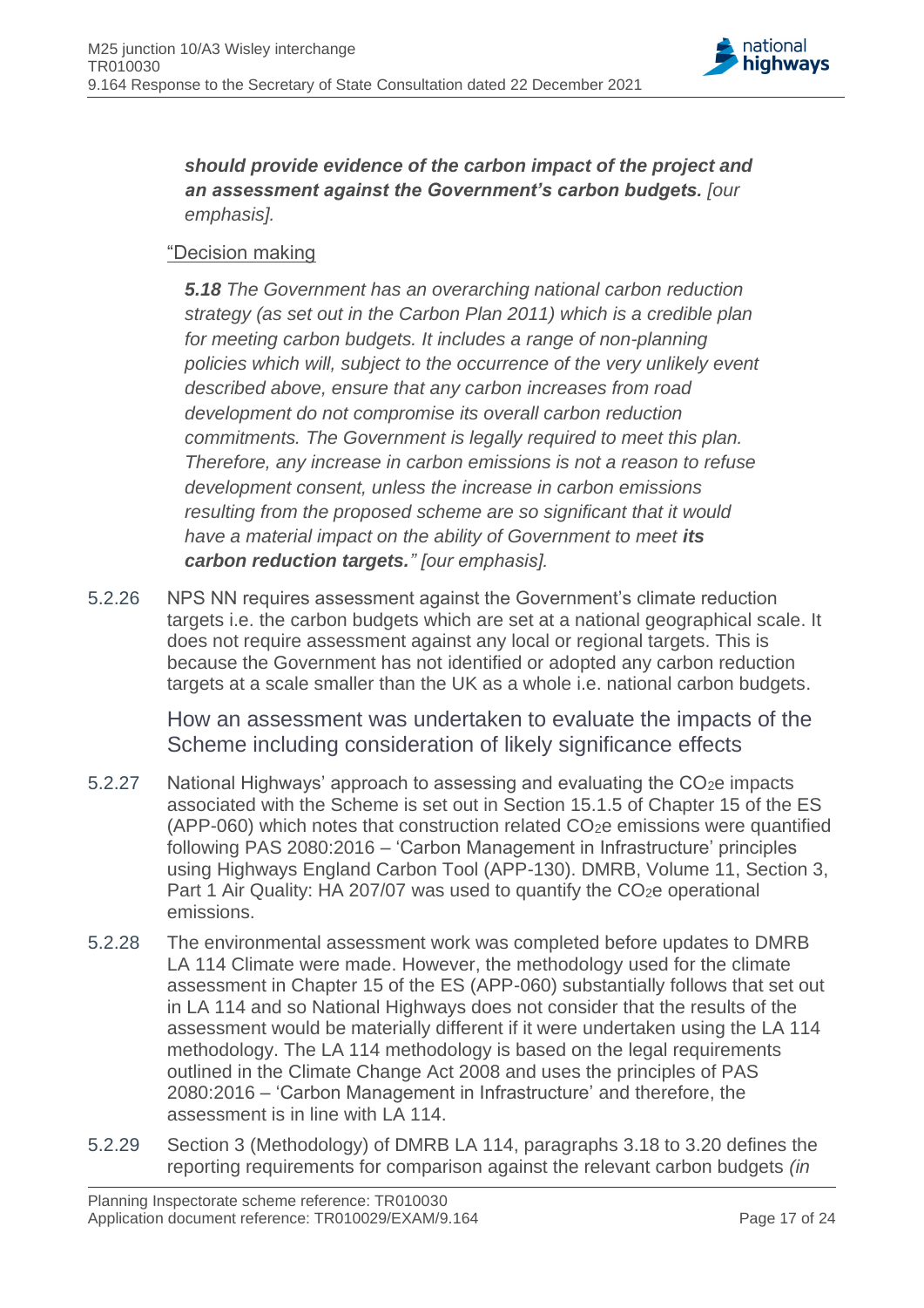> ***should provide evidence of the carbon impact of the project and an assessment against the Government's carbon budgets.*** *[our emphasis].*

"Decision making

> ***5.18*** *The Government has an overarching national carbon reduction strategy (as set out in the Carbon Plan 2011) which is a credible plan for meeting carbon budgets. It includes a range of non-planning policies which will, subject to the occurrence of the very unlikely event described above, ensure that any carbon increases from road development do not compromise its overall carbon reduction commitments. The Government is legally required to meet this plan. Therefore, any increase in carbon emissions is not a reason to refuse development consent, unless the increase in carbon emissions resulting from the proposed scheme are so significant that it would have a material impact on the ability of Government to meet* ***its carbon reduction targets.****" [our emphasis].*

5.2.26 NPS NN requires assessment against the Government's climate reduction targets i.e. the carbon budgets which are set at a national geographical scale. It does not require assessment against any local or regional targets. This is because the Government has not identified or adopted any carbon reduction targets at a scale smaller than the UK as a whole i.e. national carbon budgets.

### How an assessment was undertaken to evaluate the impacts of the Scheme including consideration of likely significance effects

5.2.27 National Highways' approach to assessing and evaluating the $CO_2e$ impacts associated with the Scheme is set out in Section 15.1.5 of Chapter 15 of the ES (APP-060) which notes that construction related $CO_2e$ emissions were quantified following PAS 2080:2016 – 'Carbon Management in Infrastructure' principles using Highways England Carbon Tool (APP-130). DMRB, Volume 11, Section 3, Part 1 Air Quality: HA 207/07 was used to quantify the $CO_2e$ operational emissions.

5.2.28 The environmental assessment work was completed before updates to DMRB LA 114 Climate were made. However, the methodology used for the climate assessment in Chapter 15 of the ES (APP-060) substantially follows that set out in LA 114 and so National Highways does not consider that the results of the assessment would be materially different if it were undertaken using the LA 114 methodology. The LA 114 methodology is based on the legal requirements outlined in the Climate Change Act 2008 and uses the principles of PAS 2080:2016 – 'Carbon Management in Infrastructure' and therefore, the assessment is in line with LA 114.

5.2.29 Section 3 (Methodology) of DMRB LA 114, paragraphs 3.18 to 3.20 defines the reporting requirements for comparison against the relevant carbon budgets *(in*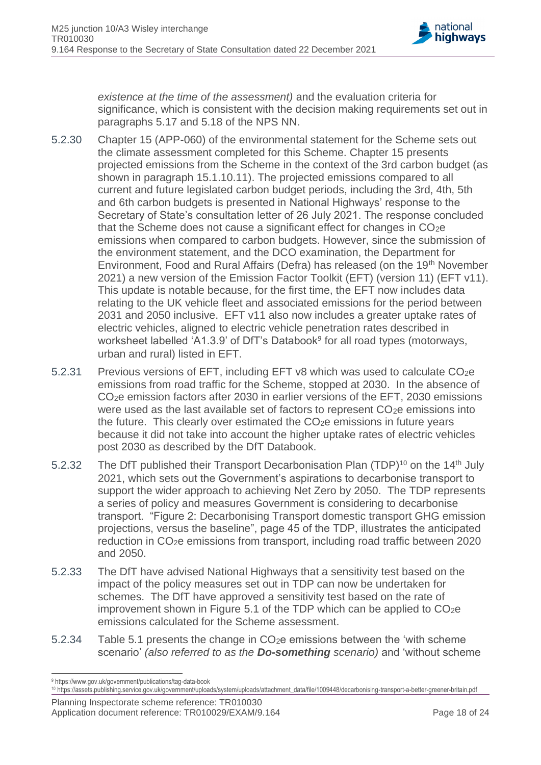*existence at the time of the assessment)* and the evaluation criteria for significance, which is consistent with the decision making requirements set out in paragraphs 5.17 and 5.18 of the NPS NN.

5.2.30 Chapter 15 (APP-060) of the environmental statement for the Scheme sets out the climate assessment completed for this Scheme. Chapter 15 presents projected emissions from the Scheme in the context of the 3rd carbon budget (as shown in paragraph 15.1.10.11). The projected emissions compared to all current and future legislated carbon budget periods, including the 3rd, 4th, 5th and 6th carbon budgets is presented in National Highways' response to the Secretary of State's consultation letter of 26 July 2021. The response concluded that the Scheme does not cause a significant effect for changes in $CO_2e$ emissions when compared to carbon budgets. However, since the submission of the environment statement, and the DCO examination, the Department for Environment, Food and Rural Affairs (Defra) has released (on the 19th November 2021) a new version of the Emission Factor Toolkit (EFT) (version 11) (EFT v11). This update is notable because, for the first time, the EFT now includes data relating to the UK vehicle fleet and associated emissions for the period between 2031 and 2050 inclusive. EFT v11 also now includes a greater uptake rates of electric vehicles, aligned to electric vehicle penetration rates described in worksheet labelled 'A1.3.9' of DfT's Databook[9] for all road types (motorways, urban and rural) listed in EFT.

5.2.31 Previous versions of EFT, including EFT v8 which was used to calculate $CO_2e$ emissions from road traffic for the Scheme, stopped at 2030. In the absence of $CO_2e$ emission factors after 2030 in earlier versions of the EFT, 2030 emissions were used as the last available set of factors to represent $CO_2e$ emissions into the future. This clearly over estimated the $CO_2e$ emissions in future years because it did not take into account the higher uptake rates of electric vehicles post 2030 as described by the DfT Databook.

5.2.32 The DfT published their Transport Decarbonisation Plan (TDP)[10] on the 14th July 2021, which sets out the Government's aspirations to decarbonise transport to support the wider approach to achieving Net Zero by 2050. The TDP represents a series of policy and measures Government is considering to decarbonise transport. "Figure 2: Decarbonising Transport domestic transport GHG emission projections, versus the baseline", page 45 of the TDP, illustrates the anticipated reduction in $CO_2e$ emissions from transport, including road traffic between 2020 and 2050.

5.2.33 The DfT have advised National Highways that a sensitivity test based on the impact of the policy measures set out in TDP can now be undertaken for schemes. The DfT have approved a sensitivity test based on the rate of improvement shown in Figure 5.1 of the TDP which can be applied to $CO_2e$ emissions calculated for the Scheme assessment.

5.2.34 Table 5.1 presents the change in $CO_2e$ emissions between the 'with scheme scenario' *(also referred to as the **Do-something** scenario)* and 'without scheme

[9] https://www.gov.uk/government/publications/tag-data-book

[10] https://assets.publishing.service.gov.uk/government/uploads/system/uploads/attachment_data/file/1009448/decarbonising-transport-a-better-greener-britain.pdf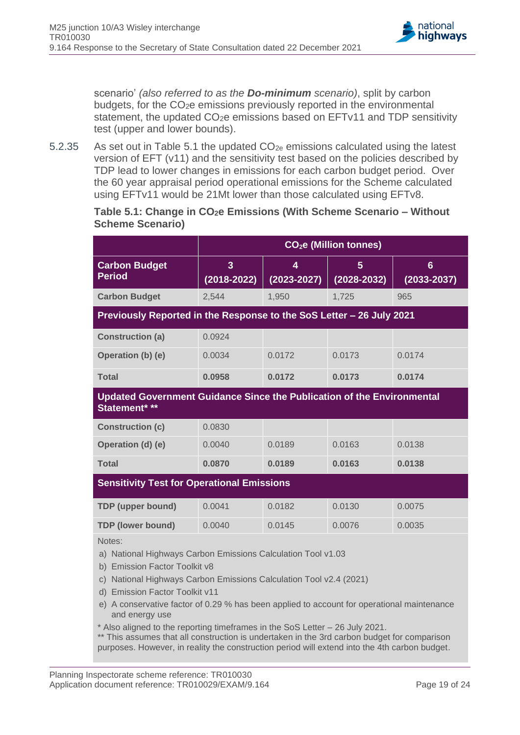scenario' *(also referred to as the **Do-minimum** scenario)*, split by carbon budgets, for the $CO_2e$ emissions previously reported in the environmental statement, the updated $CO_2e$ emissions based on EFTv11 and TDP sensitivity test (upper and lower bounds).

5.2.35 As set out in Table 5.1 the updated $CO_{2e}$ emissions calculated using the latest version of EFT (v11) and the sensitivity test based on the policies described by TDP lead to lower changes in emissions for each carbon budget period. Over the 60 year appraisal period operational emissions for the Scheme calculated using EFTv11 would be 21Mt lower than those calculated using EFTv8.

**Table 5.1: Change in $CO_2e$ Emissions (With Scheme Scenario – Without Scheme Scenario)**

| | $CO_2e$ (Million tonnes) | | | |
|---|---|---|---|---|
| **Carbon Budget Period** | **3 (2018-2022)** | **4 (2023-2027)** | **5 (2028-2032)** | **6 (2033-2037)** |
| **Carbon Budget** | 2,544 | 1,950 | 1,725 | 965 |
| **Previously Reported in the Response to the SoS Letter – 26 July 2021** | | | | |
| **Construction (a)** | 0.0924 | | | |
| **Operation (b) (e)** | 0.0034 | 0.0172 | 0.0173 | 0.0174 |
| **Total** | **0.0958** | **0.0172** | **0.0173** | **0.0174** |
| **Updated Government Guidance Since the Publication of the Environmental Statement* **** | | | | |
| **Construction (c)** | 0.0830 | | | |
| **Operation (d) (e)** | 0.0040 | 0.0189 | 0.0163 | 0.0138 |
| **Total** | **0.0870** | **0.0189** | **0.0163** | **0.0138** |
| **Sensitivity Test for Operational Emissions** | | | | |
| **TDP (upper bound)** | 0.0041 | 0.0182 | 0.0130 | 0.0075 |
| **TDP (lower bound)** | 0.0040 | 0.0145 | 0.0076 | 0.0035 |

Notes:

a) National Highways Carbon Emissions Calculation Tool v1.03
b) Emission Factor Toolkit v8
c) National Highways Carbon Emissions Calculation Tool v2.4 (2021)
d) Emission Factor Toolkit v11
e) A conservative factor of 0.29 % has been applied to account for operational maintenance and energy use

\* Also aligned to the reporting timeframes in the SoS Letter – 26 July 2021.
** This assumes that all construction is undertaken in the 3rd carbon budget for comparison purposes. However, in reality the construction period will extend into the 4th carbon budget.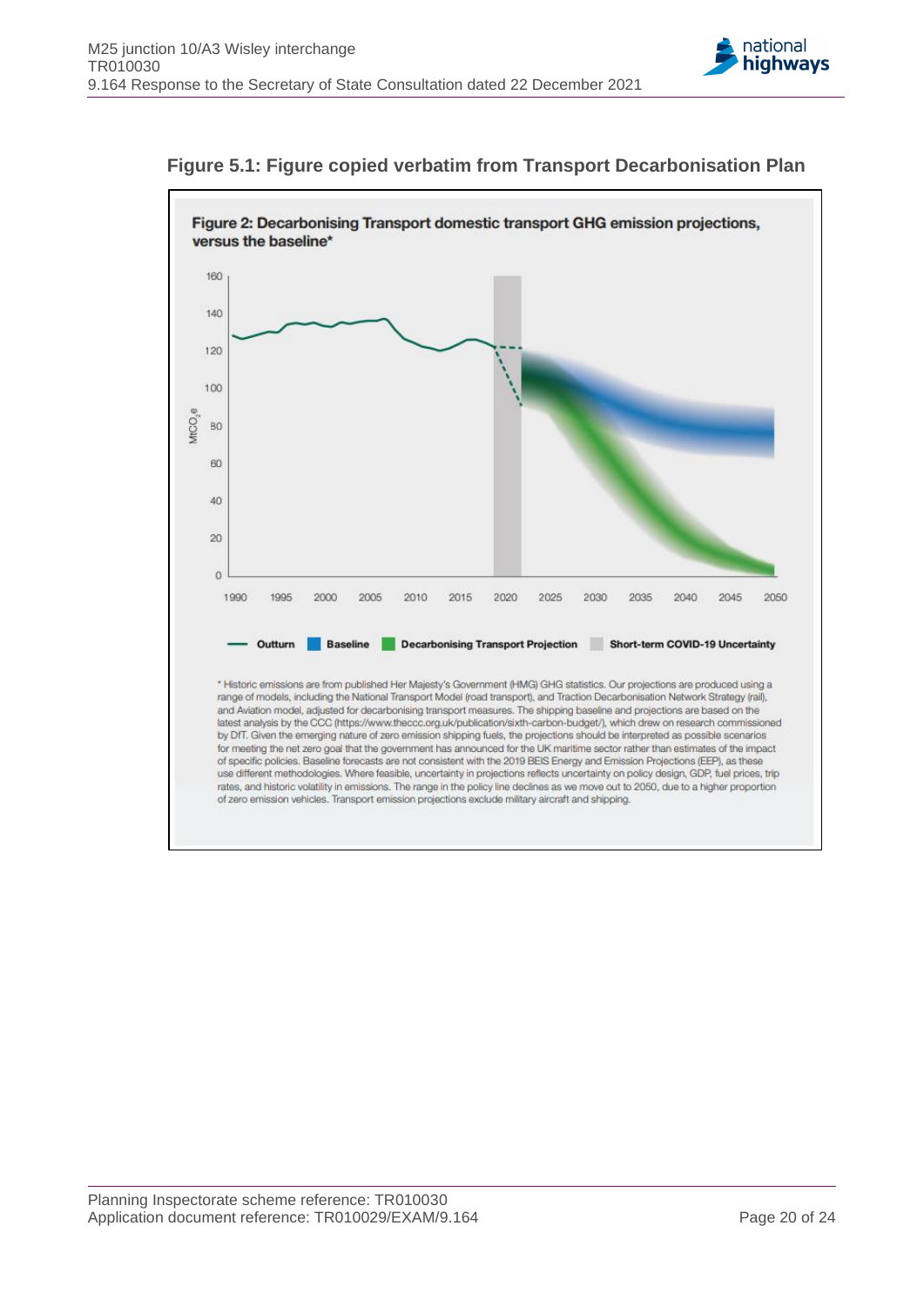**Figure 5.1: Figure copied verbatim from Transport Decarbonisation Plan**

**Figure 2: Decarbonising Transport domestic transport GHG emission projections, versus the baseline***

— Outturn ■ Baseline ■ Decarbonising Transport Projection ■ Short-term COVID-19 Uncertainty

\* Historic emissions are from published Her Majesty's Government (HMG) GHG statistics. Our projections are produced using a range of models, including the National Transport Model (road transport), and Traction Decarbonisation Network Strategy (rail), and Aviation model, adjusted for decarbonising transport measures. The shipping baseline and projections are based on the latest analysis by the CCC (https://www.theccc.org.uk/publication/sixth-carbon-budget/), which drew on research commissioned by DfT. Given the emerging nature of zero emission shipping fuels, the projections should be interpreted as possible scenarios for meeting the net zero goal that the government has announced for the UK maritime sector rather than estimates of the impact of specific policies. Baseline forecasts are not consistent with the 2019 BEIS Energy and Emission Projections (EEP), as these use different methodologies. Where feasible, uncertainty in projections reflects uncertainty on policy design, GDP, fuel prices, trip rates, and historic volatility in emissions. The range in the policy line declines as we move out to 2050, due to a higher proportion of zero emission vehicles. Transport emission projections exclude military aircraft and shipping.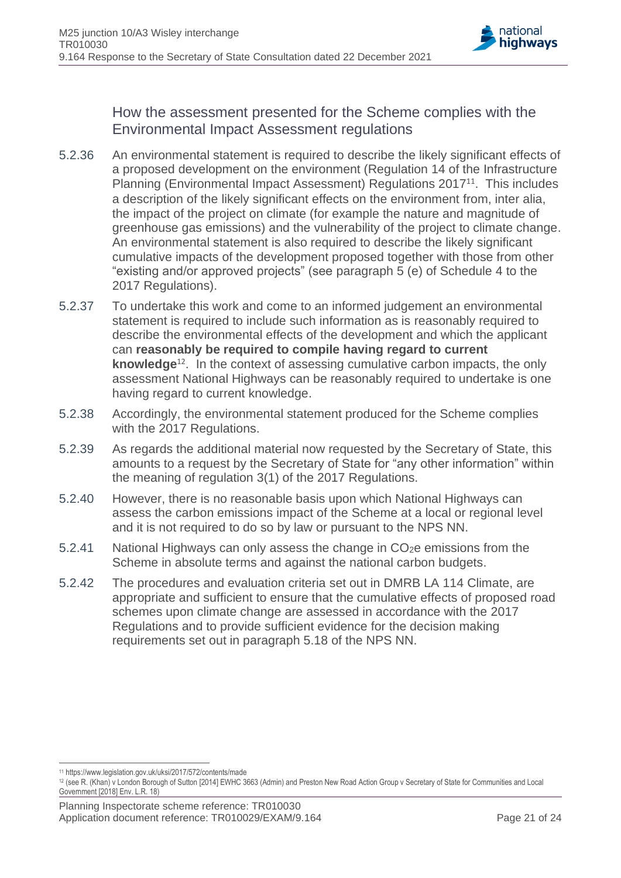## How the assessment presented for the Scheme complies with the Environmental Impact Assessment regulations

5.2.36 An environmental statement is required to describe the likely significant effects of a proposed development on the environment (Regulation 14 of the Infrastructure Planning (Environmental Impact Assessment) Regulations 2017[11]. This includes a description of the likely significant effects on the environment from, inter alia, the impact of the project on climate (for example the nature and magnitude of greenhouse gas emissions) and the vulnerability of the project to climate change. An environmental statement is also required to describe the likely significant cumulative impacts of the development proposed together with those from other "existing and/or approved projects" (see paragraph 5 (e) of Schedule 4 to the 2017 Regulations).

5.2.37 To undertake this work and come to an informed judgement an environmental statement is required to include such information as is reasonably required to describe the environmental effects of the development and which the applicant can **reasonably be required to compile having regard to current knowledge**[12]. In the context of assessing cumulative carbon impacts, the only assessment National Highways can be reasonably required to undertake is one having regard to current knowledge.

5.2.38 Accordingly, the environmental statement produced for the Scheme complies with the 2017 Regulations.

5.2.39 As regards the additional material now requested by the Secretary of State, this amounts to a request by the Secretary of State for "any other information" within the meaning of regulation 3(1) of the 2017 Regulations.

5.2.40 However, there is no reasonable basis upon which National Highways can assess the carbon emissions impact of the Scheme at a local or regional level and it is not required to do so by law or pursuant to the NPS NN.

5.2.41 National Highways can only assess the change in $CO_2e$ emissions from the Scheme in absolute terms and against the national carbon budgets.

5.2.42 The procedures and evaluation criteria set out in DMRB LA 114 Climate, are appropriate and sufficient to ensure that the cumulative effects of proposed road schemes upon climate change are assessed in accordance with the 2017 Regulations and to provide sufficient evidence for the decision making requirements set out in paragraph 5.18 of the NPS NN.

---

[11] https://www.legislation.gov.uk/uksi/2017/572/contents/made

[12] (see R. (Khan) v London Borough of Sutton [2014] EWHC 3663 (Admin) and Preston New Road Action Group v Secretary of State for Communities and Local Government [2018] Env. L.R. 18)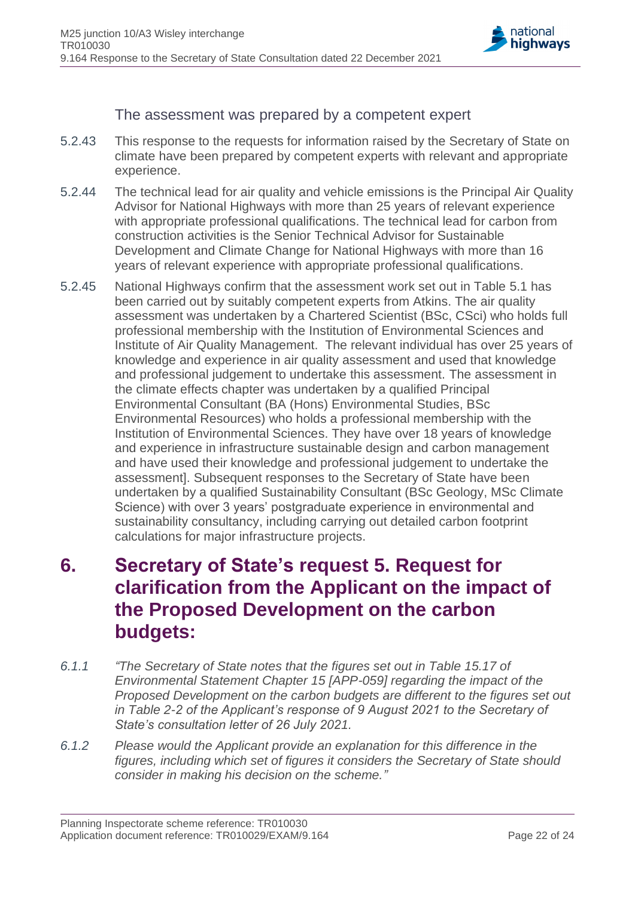### The assessment was prepared by a competent expert

5.2.43 This response to the requests for information raised by the Secretary of State on climate have been prepared by competent experts with relevant and appropriate experience.

5.2.44 The technical lead for air quality and vehicle emissions is the Principal Air Quality Advisor for National Highways with more than 25 years of relevant experience with appropriate professional qualifications. The technical lead for carbon from construction activities is the Senior Technical Advisor for Sustainable Development and Climate Change for National Highways with more than 16 years of relevant experience with appropriate professional qualifications.

5.2.45 National Highways confirm that the assessment work set out in Table 5.1 has been carried out by suitably competent experts from Atkins. The air quality assessment was undertaken by a Chartered Scientist (BSc, CSci) who holds full professional membership with the Institution of Environmental Sciences and Institute of Air Quality Management. The relevant individual has over 25 years of knowledge and experience in air quality assessment and used that knowledge and professional judgement to undertake this assessment. The assessment in the climate effects chapter was undertaken by a qualified Principal Environmental Consultant (BA (Hons) Environmental Studies, BSc Environmental Resources) who holds a professional membership with the Institution of Environmental Sciences. They have over 18 years of knowledge and experience in infrastructure sustainable design and carbon management and have used their knowledge and professional judgement to undertake the assessment]. Subsequent responses to the Secretary of State have been undertaken by a qualified Sustainability Consultant (BSc Geology, MSc Climate Science) with over 3 years' postgraduate experience in environmental and sustainability consultancy, including carrying out detailed carbon footprint calculations for major infrastructure projects.

# 6. Secretary of State's request 5. Request for clarification from the Applicant on the impact of the Proposed Development on the carbon budgets:

*6.1.1 "The Secretary of State notes that the figures set out in Table 15.17 of Environmental Statement Chapter 15 [APP-059] regarding the impact of the Proposed Development on the carbon budgets are different to the figures set out in Table 2-2 of the Applicant's response of 9 August 2021 to the Secretary of State's consultation letter of 26 July 2021.*

*6.1.2 Please would the Applicant provide an explanation for this difference in the figures, including which set of figures it considers the Secretary of State should consider in making his decision on the scheme."*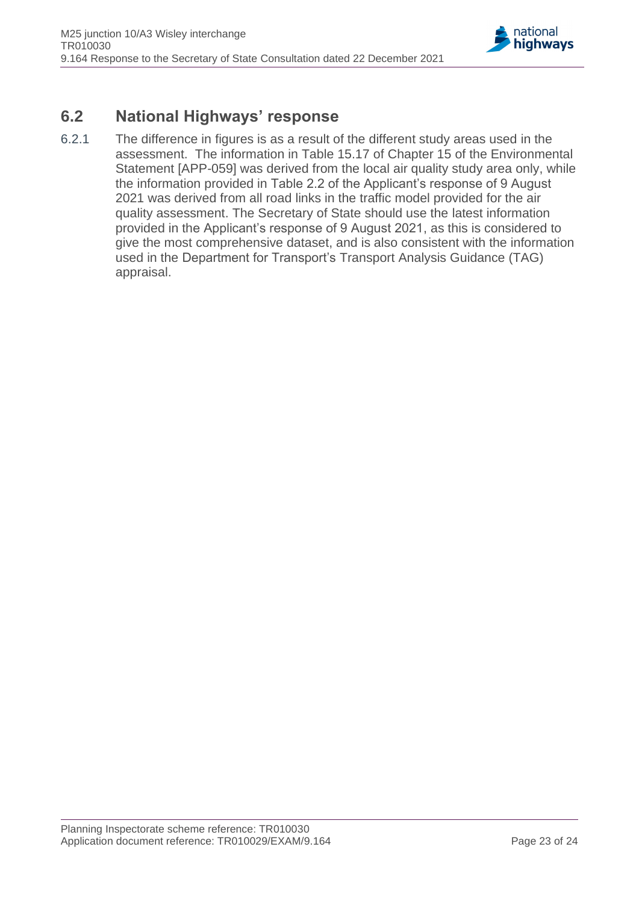## 6.2 National Highways' response

6.2.1 The difference in figures is as a result of the different study areas used in the assessment. The information in Table 15.17 of Chapter 15 of the Environmental Statement [APP-059] was derived from the local air quality study area only, while the information provided in Table 2.2 of the Applicant's response of 9 August 2021 was derived from all road links in the traffic model provided for the air quality assessment. The Secretary of State should use the latest information provided in the Applicant's response of 9 August 2021, as this is considered to give the most comprehensive dataset, and is also consistent with the information used in the Department for Transport's Transport Analysis Guidance (TAG) appraisal.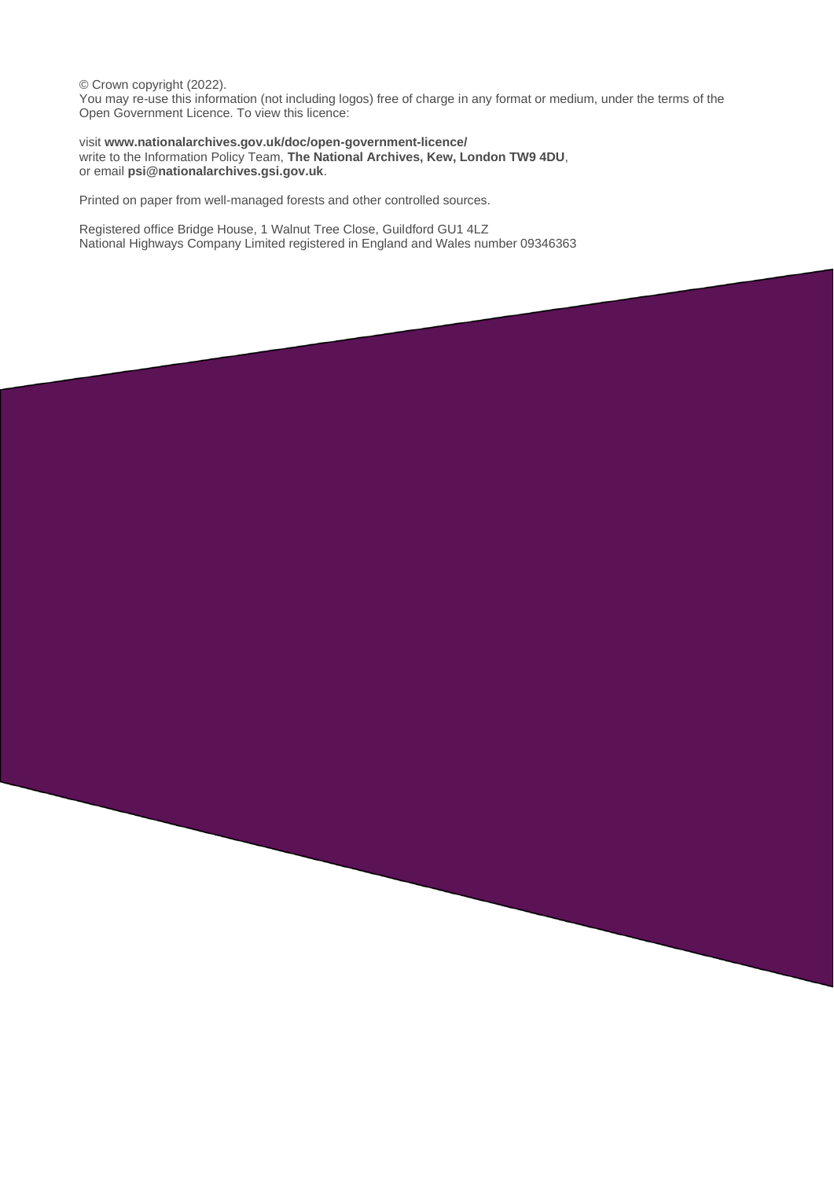© Crown copyright (2022).
You may re-use this information (not including logos) free of charge in any format or medium, under the terms of the Open Government Licence. To view this licence:

visit **www.nationalarchives.gov.uk/doc/open-government-licence/**
write to the Information Policy Team, **The National Archives, Kew, London TW9 4DU**,
or email **psi@nationalarchives.gsi.gov.uk**.

Printed on paper from well-managed forests and other controlled sources.

Registered office Bridge House, 1 Walnut Tree Close, Guildford GU1 4LZ
National Highways Company Limited registered in England and Wales number 09346363